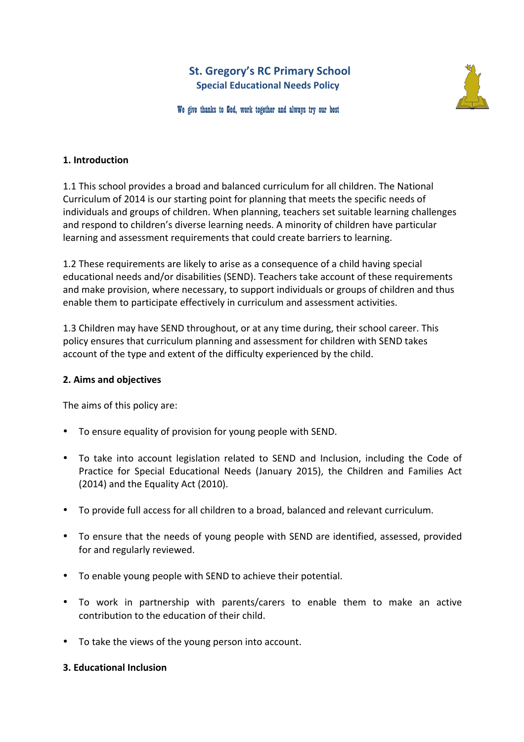# St. Gregory's RC Primary School

## Special Educational Needs Policy

*We give thanks to God, work together and always try our best*

### 1. Introduction

1.1 This school provides a broad and balanced curriculum for all children. The National Curriculum of 2014 is our starting point for planning that meets the specific needs of individuals and groups of children. When planning, teachers set suitable learning challenges and respond to children's diverse learning needs. A minority of children have particular learning and assessment requirements that could create barriers to learning.

1.2 These requirements are likely to arise as a consequence of a child having special educational needs and/or disabilities (SEND). Teachers take account of these requirements and make provision, where necessary, to support individuals or groups of children and thus enable them to participate effectively in curriculum and assessment activities.

1.3 Children may have SEND throughout, or at any time during, their school career. This policy ensures that curriculum planning and assessment for children with SEND takes account of the type and extent of the difficulty experienced by the child.

### 2. Aims and objectives

The aims of this policy are:

- To ensure equality of provision for young people with SEND.
- To take into account legislation related to SEND and Inclusion, including the Code of Practice for Special Educational Needs (January 2015), the Children and Families Act (2014) and the Equality Act (2010).
- To provide full access for all children to a broad, balanced and relevant curriculum.
- To ensure that the needs of young people with SEND are identified, assessed, provided for and regularly reviewed.
- To enable young people with SEND to achieve their potential.
- To work in partnership with parents/carers to enable them to make an active contribution to the education of their child.
- To take the views of the young person into account.

### 3. Educational Inclusion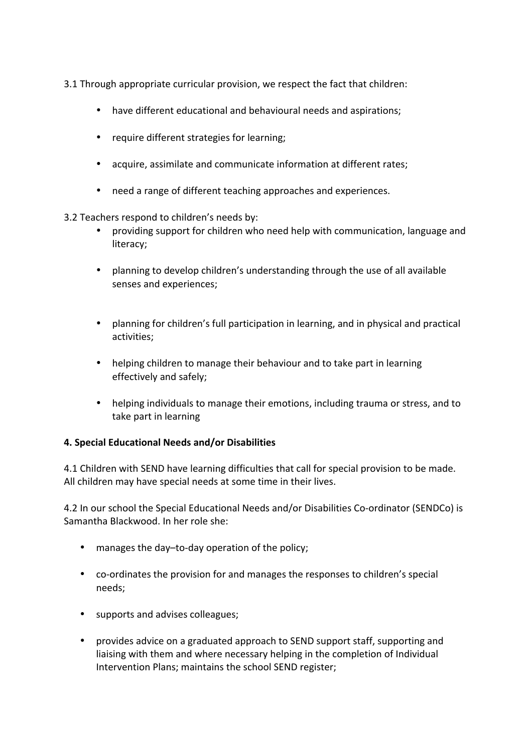3.1 Through appropriate curricular provision, we respect the fact that children:

- have different educational and behavioural needs and aspirations;
- require different strategies for learning;
- acquire, assimilate and communicate information at different rates;
- need a range of different teaching approaches and experiences.

3.2 Teachers respond to children's needs by:

- providing support for children who need help with communication, language and literacy;
- planning to develop children's understanding through the use of all available senses and experiences;
- planning for children's full participation in learning, and in physical and practical activities;
- helping children to manage their behaviour and to take part in learning effectively and safely;
- helping individuals to manage their emotions, including trauma or stress, and to take part in learning

**4. Special Educational Needs and/or Disabilities**

4.1 Children with SEND have learning difficulties that call for special provision to be made. All children may have special needs at some time in their lives.

4.2 In our school the Special Educational Needs and/or Disabilities Co-ordinator (SENDCo) is Samantha Blackwood. In her role she:

- manages the day–to-day operation of the policy;
- co-ordinates the provision for and manages the responses to children's special needs;
- supports and advises colleagues;
- provides advice on a graduated approach to SEND support staff, supporting and liaising with them and where necessary helping in the completion of Individual Intervention Plans; maintains the school SEND register;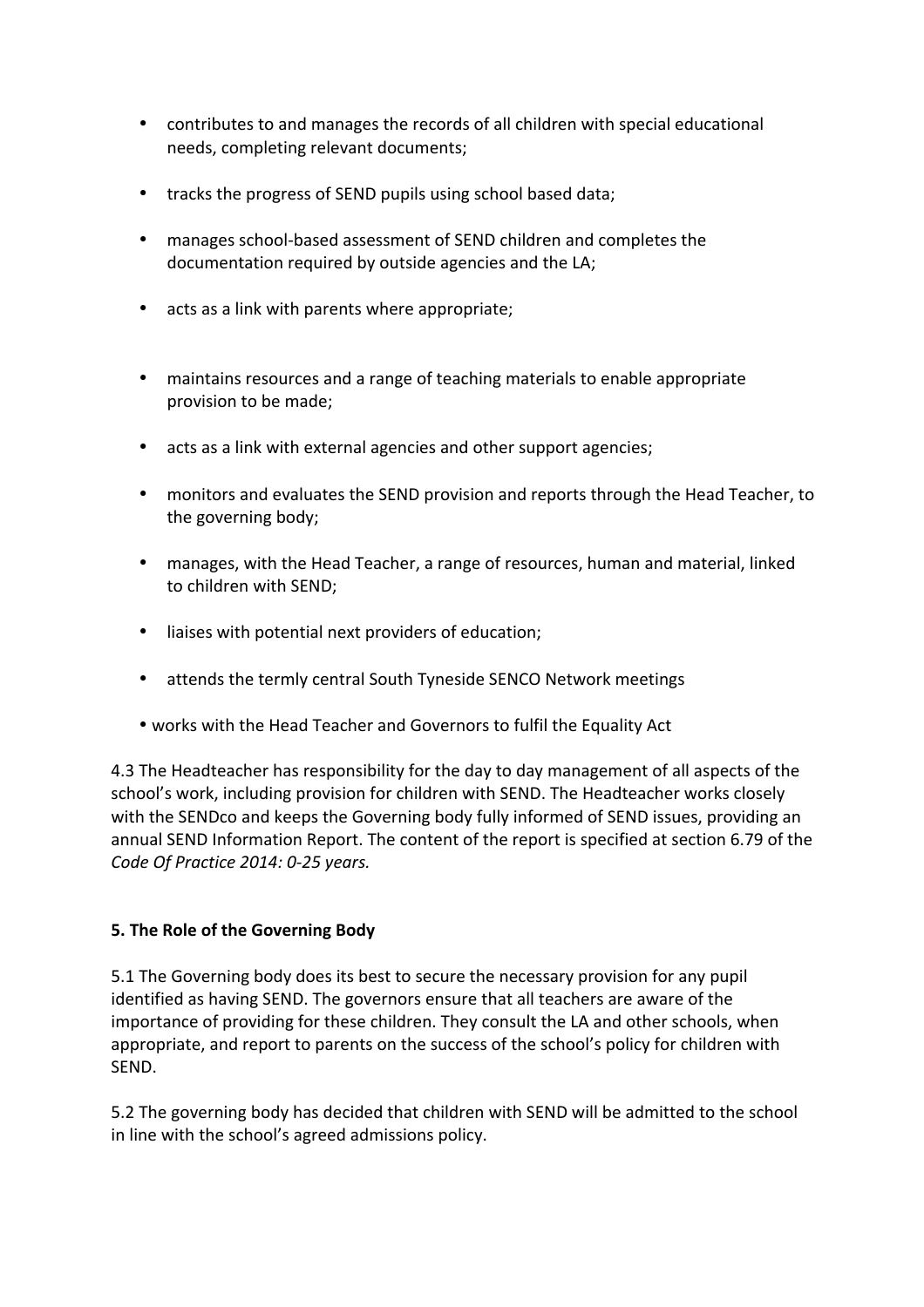- contributes to and manages the records of all children with special educational needs, completing relevant documents;
- tracks the progress of SEND pupils using school based data;
- manages school-based assessment of SEND children and completes the documentation required by outside agencies and the LA;
- acts as a link with parents where appropriate;
- maintains resources and a range of teaching materials to enable appropriate provision to be made;
- acts as a link with external agencies and other support agencies;
- monitors and evaluates the SEND provision and reports through the Head Teacher, to the governing body;
- manages, with the Head Teacher, a range of resources, human and material, linked to children with SEND;
- liaises with potential next providers of education;
- attends the termly central South Tyneside SENCO Network meetings
- works with the Head Teacher and Governors to fulfil the Equality Act

4.3 The Headteacher has responsibility for the day to day management of all aspects of the school's work, including provision for children with SEND. The Headteacher works closely with the SENDco and keeps the Governing body fully informed of SEND issues, providing an annual SEND Information Report. The content of the report is specified at section 6.79 of the *Code Of Practice 2014: 0-25 years.*

**5. The Role of the Governing Body**

5.1 The Governing body does its best to secure the necessary provision for any pupil identified as having SEND. The governors ensure that all teachers are aware of the importance of providing for these children. They consult the LA and other schools, when appropriate, and report to parents on the success of the school's policy for children with SEND.

5.2 The governing body has decided that children with SEND will be admitted to the school in line with the school's agreed admissions policy.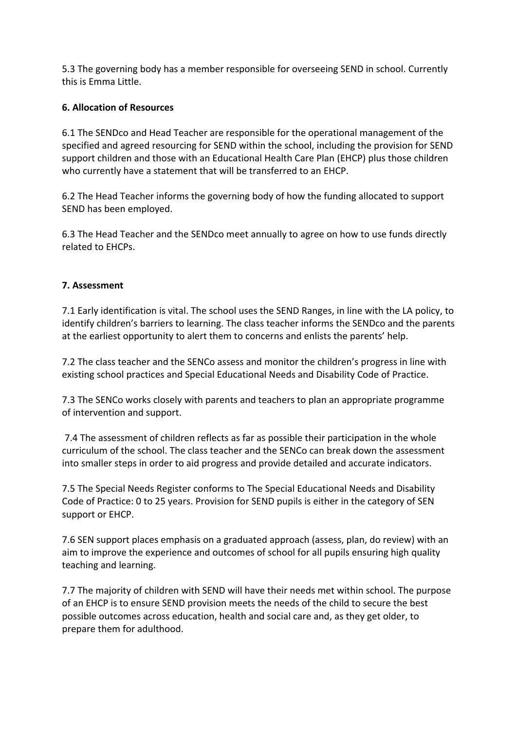5.3 The governing body has a member responsible for overseeing SEND in school. Currently this is Emma Little.

## 6. Allocation of Resources

6.1 The SENDco and Head Teacher are responsible for the operational management of the specified and agreed resourcing for SEND within the school, including the provision for SEND support children and those with an Educational Health Care Plan (EHCP) plus those children who currently have a statement that will be transferred to an EHCP.

6.2 The Head Teacher informs the governing body of how the funding allocated to support SEND has been employed.

6.3 The Head Teacher and the SENDco meet annually to agree on how to use funds directly related to EHCPs.

## 7. Assessment

7.1 Early identification is vital. The school uses the SEND Ranges, in line with the LA policy, to identify children's barriers to learning. The class teacher informs the SENDco and the parents at the earliest opportunity to alert them to concerns and enlists the parents' help.

7.2 The class teacher and the SENCo assess and monitor the children's progress in line with existing school practices and Special Educational Needs and Disability Code of Practice.

7.3 The SENCo works closely with parents and teachers to plan an appropriate programme of intervention and support.

7.4 The assessment of children reflects as far as possible their participation in the whole curriculum of the school. The class teacher and the SENCo can break down the assessment into smaller steps in order to aid progress and provide detailed and accurate indicators.

7.5 The Special Needs Register conforms to The Special Educational Needs and Disability Code of Practice: 0 to 25 years. Provision for SEND pupils is either in the category of SEN support or EHCP.

7.6 SEN support places emphasis on a graduated approach (assess, plan, do review) with an aim to improve the experience and outcomes of school for all pupils ensuring high quality teaching and learning.

7.7 The majority of children with SEND will have their needs met within school. The purpose of an EHCP is to ensure SEND provision meets the needs of the child to secure the best possible outcomes across education, health and social care and, as they get older, to prepare them for adulthood.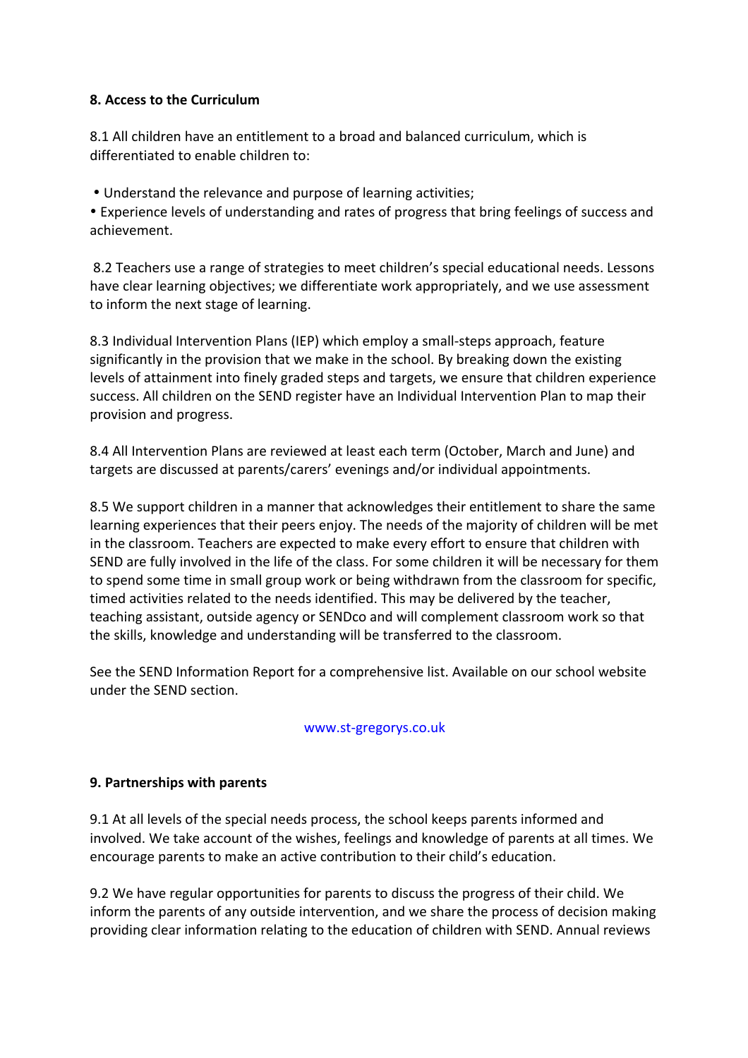**8. Access to the Curriculum**

8.1 All children have an entitlement to a broad and balanced curriculum, which is differentiated to enable children to:

- Understand the relevance and purpose of learning activities;
- Experience levels of understanding and rates of progress that bring feelings of success and achievement.

8.2 Teachers use a range of strategies to meet children's special educational needs. Lessons have clear learning objectives; we differentiate work appropriately, and we use assessment to inform the next stage of learning.

8.3 Individual Intervention Plans (IEP) which employ a small-steps approach, feature significantly in the provision that we make in the school. By breaking down the existing levels of attainment into finely graded steps and targets, we ensure that children experience success. All children on the SEND register have an Individual Intervention Plan to map their provision and progress.

8.4 All Intervention Plans are reviewed at least each term (October, March and June) and targets are discussed at parents/carers' evenings and/or individual appointments.

8.5 We support children in a manner that acknowledges their entitlement to share the same learning experiences that their peers enjoy. The needs of the majority of children will be met in the classroom. Teachers are expected to make every effort to ensure that children with SEND are fully involved in the life of the class. For some children it will be necessary for them to spend some time in small group work or being withdrawn from the classroom for specific, timed activities related to the needs identified. This may be delivered by the teacher, teaching assistant, outside agency or SENDco and will complement classroom work so that the skills, knowledge and understanding will be transferred to the classroom.

See the SEND Information Report for a comprehensive list. Available on our school website under the SEND section.

www.st-gregorys.co.uk

**9. Partnerships with parents**

9.1 At all levels of the special needs process, the school keeps parents informed and involved. We take account of the wishes, feelings and knowledge of parents at all times. We encourage parents to make an active contribution to their child's education.

9.2 We have regular opportunities for parents to discuss the progress of their child. We inform the parents of any outside intervention, and we share the process of decision making providing clear information relating to the education of children with SEND. Annual reviews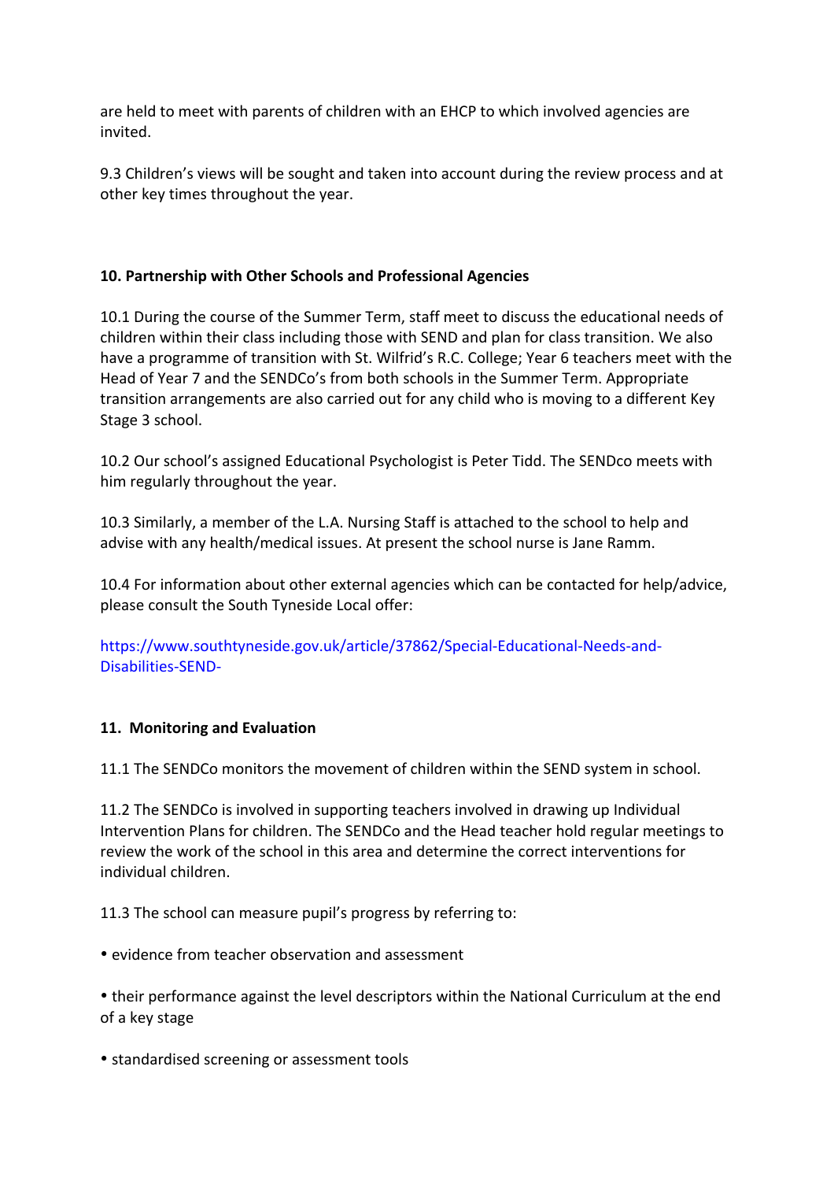are held to meet with parents of children with an EHCP to which involved agencies are invited.

9.3 Children's views will be sought and taken into account during the review process and at other key times throughout the year.

**10. Partnership with Other Schools and Professional Agencies**

10.1 During the course of the Summer Term, staff meet to discuss the educational needs of children within their class including those with SEND and plan for class transition. We also have a programme of transition with St. Wilfrid's R.C. College; Year 6 teachers meet with the Head of Year 7 and the SENDCo's from both schools in the Summer Term. Appropriate transition arrangements are also carried out for any child who is moving to a different Key Stage 3 school.

10.2 Our school's assigned Educational Psychologist is Peter Tidd. The SENDco meets with him regularly throughout the year.

10.3 Similarly, a member of the L.A. Nursing Staff is attached to the school to help and advise with any health/medical issues. At present the school nurse is Jane Ramm.

10.4 For information about other external agencies which can be contacted for help/advice, please consult the South Tyneside Local offer:

https://www.southtyneside.gov.uk/article/37862/Special-Educational-Needs-and-Disabilities-SEND-

**11. Monitoring and Evaluation**

11.1 The SENDCo monitors the movement of children within the SEND system in school.

11.2 The SENDCo is involved in supporting teachers involved in drawing up Individual Intervention Plans for children. The SENDCo and the Head teacher hold regular meetings to review the work of the school in this area and determine the correct interventions for individual children.

11.3 The school can measure pupil's progress by referring to:

• evidence from teacher observation and assessment

• their performance against the level descriptors within the National Curriculum at the end of a key stage

• standardised screening or assessment tools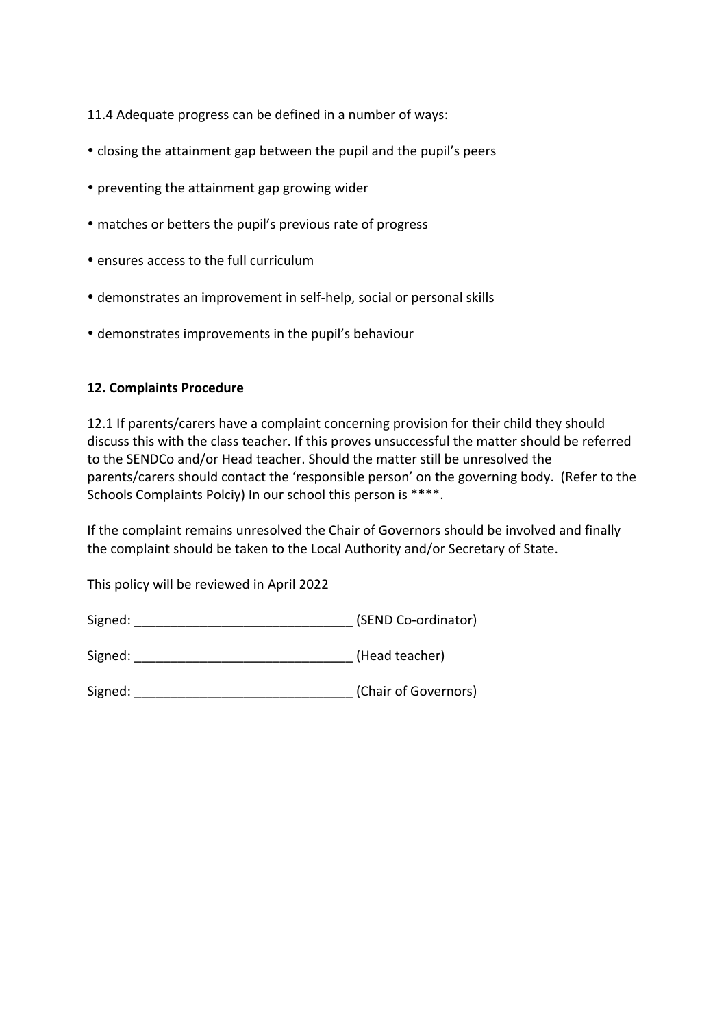11.4 Adequate progress can be defined in a number of ways:

- closing the attainment gap between the pupil and the pupil's peers
- preventing the attainment gap growing wider
- matches or betters the pupil's previous rate of progress
- ensures access to the full curriculum
- demonstrates an improvement in self-help, social or personal skills
- demonstrates improvements in the pupil's behaviour

**12. Complaints Procedure**

12.1 If parents/carers have a complaint concerning provision for their child they should discuss this with the class teacher. If this proves unsuccessful the matter should be referred to the SENDCo and/or Head teacher. Should the matter still be unresolved the parents/carers should contact the 'responsible person' on the governing body. (Refer to the Schools Complaints Polciy) In our school this person is ****.

If the complaint remains unresolved the Chair of Governors should be involved and finally the complaint should be taken to the Local Authority and/or Secretary of State.

This policy will be reviewed in April 2022

Signed: ______________________________ (SEND Co-ordinator)

Signed: ______________________________ (Head teacher)

Signed: ______________________________ (Chair of Governors)